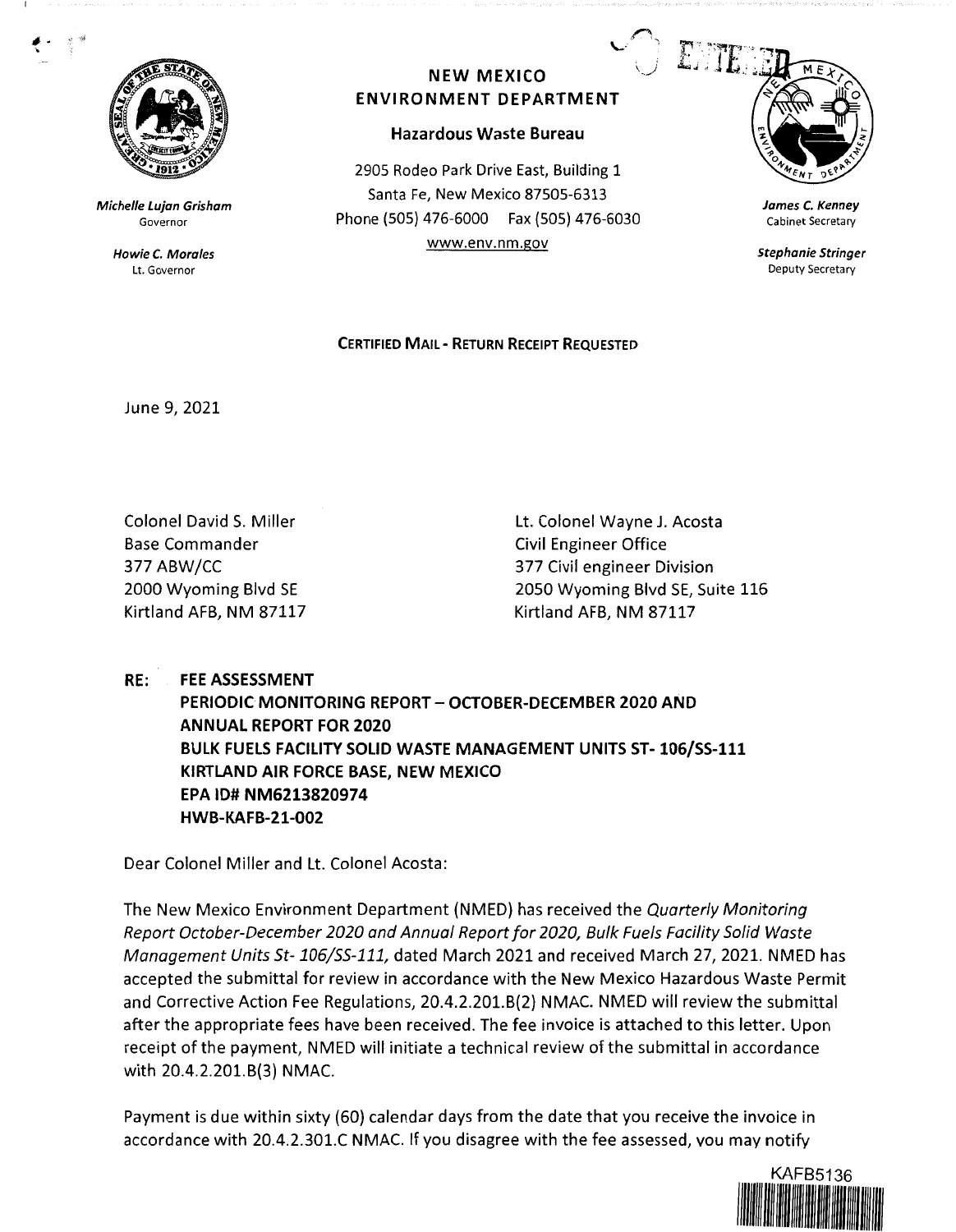Michelle Lujan Grisham
Governor

Howie C. Morales
Lt. Governor

**NEW MEXICO ENVIRONMENT DEPARTMENT**

**Hazardous Waste Bureau**

2905 Rodeo Park Drive East, Building 1
Santa Fe, New Mexico 87505-6313
Phone (505) 476-6000 Fax (505) 476-6030
www.env.nm.gov

James C. Kenney
Cabinet Secretary

Stephanie Stringer
Deputy Secretary

**CERTIFIED MAIL - RETURN RECEIPT REQUESTED**

June 9, 2021

Colonel David S. Miller
Base Commander
377 ABW/CC
2000 Wyoming Blvd SE
Kirtland AFB, NM 87117

Lt. Colonel Wayne J. Acosta
Civil Engineer Office
377 Civil engineer Division
2050 Wyoming Blvd SE, Suite 116
Kirtland AFB, NM 87117

**RE: FEE ASSESSMENT**
**PERIODIC MONITORING REPORT – OCTOBER-DECEMBER 2020 AND ANNUAL REPORT FOR 2020**
**BULK FUELS FACILITY SOLID WASTE MANAGEMENT UNITS ST- 106/SS-111**
**KIRTLAND AIR FORCE BASE, NEW MEXICO**
**EPA ID# NM6213820974**
**HWB-KAFB-21-002**

Dear Colonel Miller and Lt. Colonel Acosta:

The New Mexico Environment Department (NMED) has received the *Quarterly Monitoring Report October-December 2020 and Annual Report for 2020, Bulk Fuels Facility Solid Waste Management Units St- 106/SS-111,* dated March 2021 and received March 27, 2021. NMED has accepted the submittal for review in accordance with the New Mexico Hazardous Waste Permit and Corrective Action Fee Regulations, 20.4.2.201.B(2) NMAC. NMED will review the submittal after the appropriate fees have been received. The fee invoice is attached to this letter. Upon receipt of the payment, NMED will initiate a technical review of the submittal in accordance with 20.4.2.201.B(3) NMAC.

Payment is due within sixty (60) calendar days from the date that you receive the invoice in accordance with 20.4.2.301.C NMAC. If you disagree with the fee assessed, you may notify

KAFB5136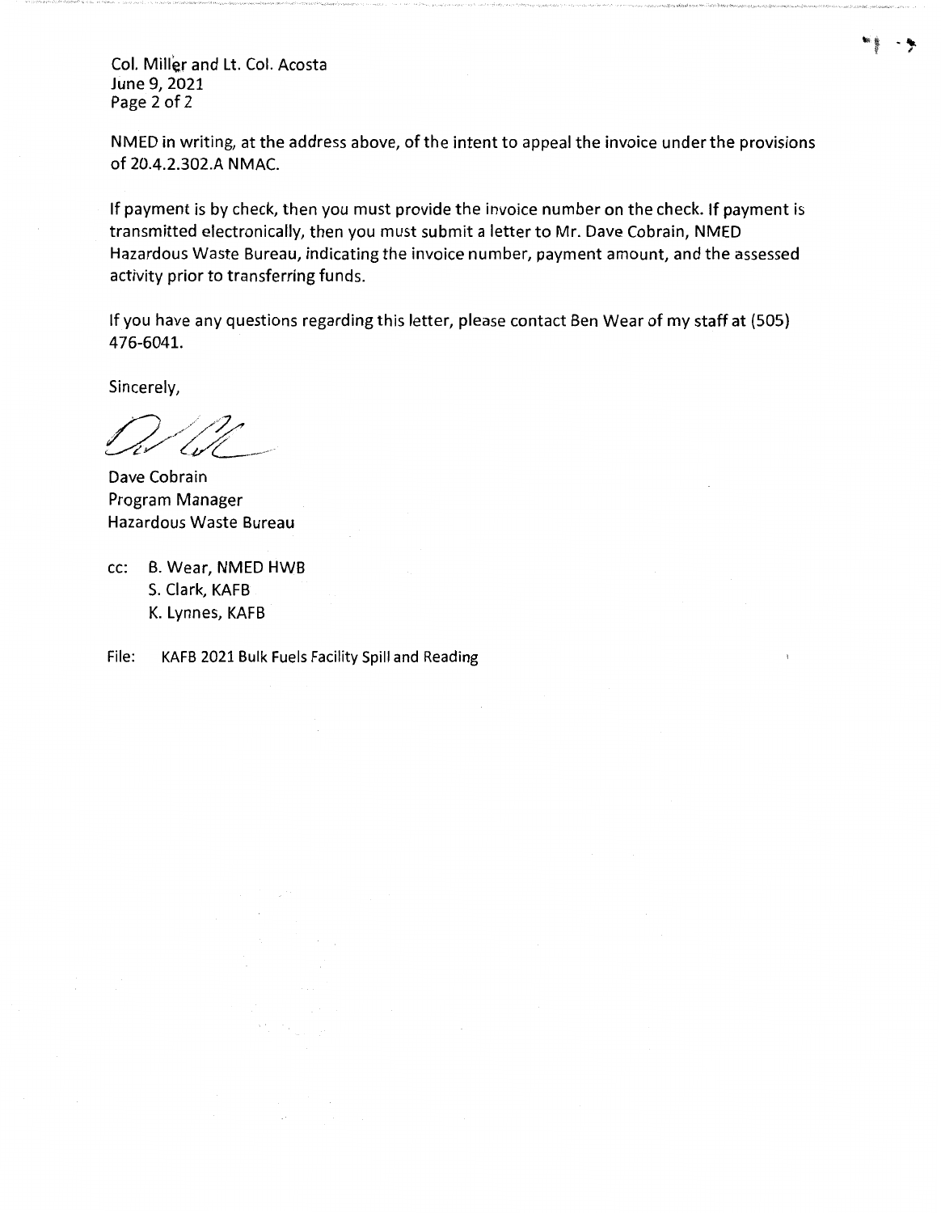NMED in writing, at the address above, of the intent to appeal the invoice under the provisions of 20.4.2.302.A NMAC.

If payment is by check, then you must provide the invoice number on the check. If payment is transmitted electronically, then you must submit a letter to Mr. Dave Cobrain, NMED Hazardous Waste Bureau, indicating the invoice number, payment amount, and the assessed activity prior to transferring funds.

If you have any questions regarding this letter, please contact Ben Wear of my staff at (505) 476-6041.

Sincerely,

Dave Cobrain
Program Manager
Hazardous Waste Bureau

cc: B. Wear, NMED HWB
S. Clark, KAFB
K. Lynnes, KAFB

File: KAFB 2021 Bulk Fuels Facility Spill and Reading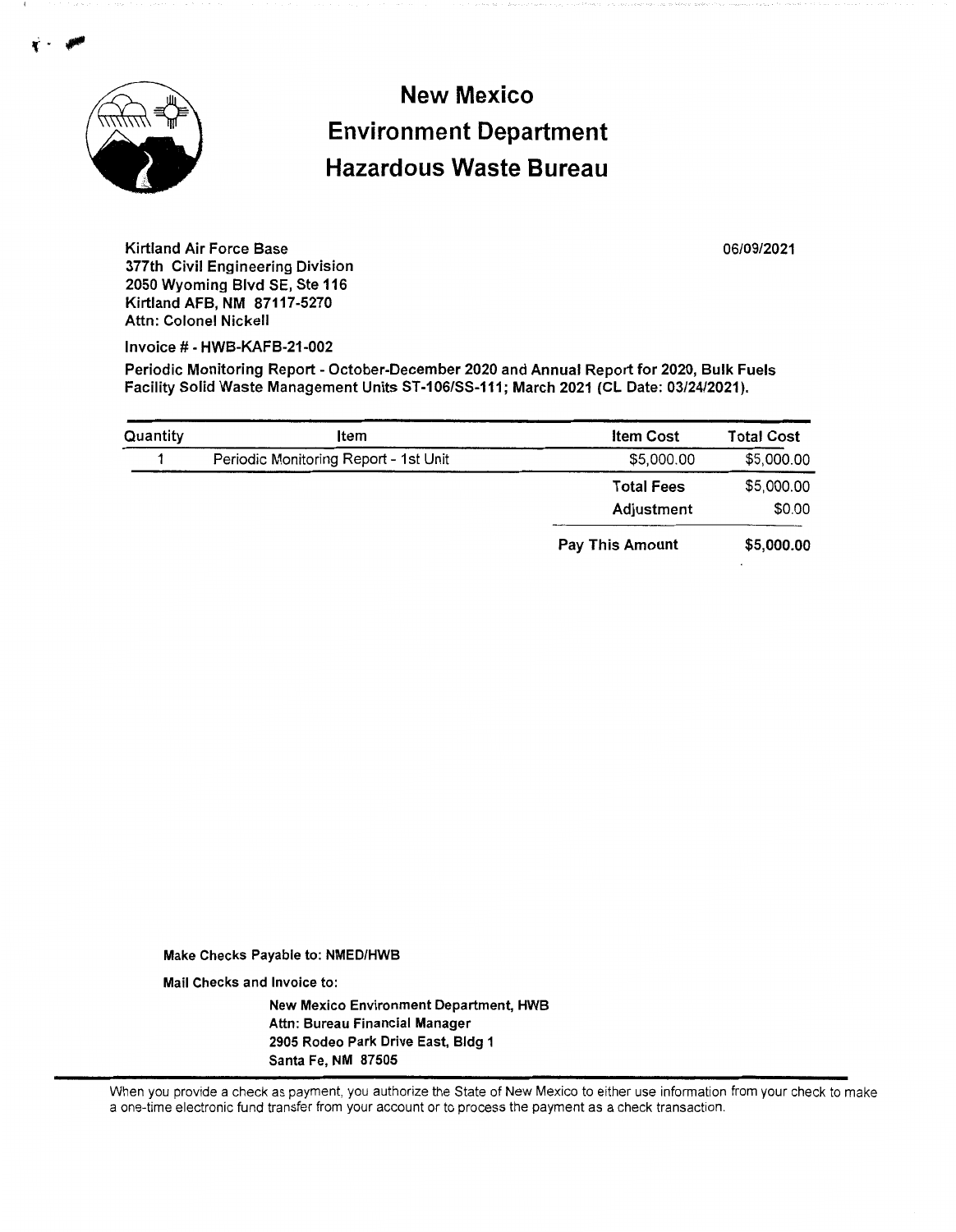# New Mexico Environment Department Hazardous Waste Bureau

Kirtland Air Force Base
377th Civil Engineering Division
2050 Wyoming Blvd SE, Ste 116
Kirtland AFB, NM 87117-5270
Attn: Colonel Nickell

06/09/2021

Invoice # - HWB-KAFB-21-002

Periodic Monitoring Report - October-December 2020 and Annual Report for 2020, Bulk Fuels Facility Solid Waste Management Units ST-106/SS-111; March 2021 (CL Date: 03/24/2021).

| Quantity | Item | Item Cost | Total Cost |
|---|---|---|---|
| 1 | Periodic Monitoring Report - 1st Unit | $5,000.00 | $5,000.00 |
| | | Total Fees | $5,000.00 |
| | | Adjustment | $0.00 |
| | | Pay This Amount | $5,000.00 |

Make Checks Payable to: NMED/HWB

Mail Checks and Invoice to:

New Mexico Environment Department, HWB
Attn: Bureau Financial Manager
2905 Rodeo Park Drive East, Bldg 1
Santa Fe, NM 87505

When you provide a check as payment, you authorize the State of New Mexico to either use information from your check to make a one-time electronic fund transfer from your account or to process the payment as a check transaction.